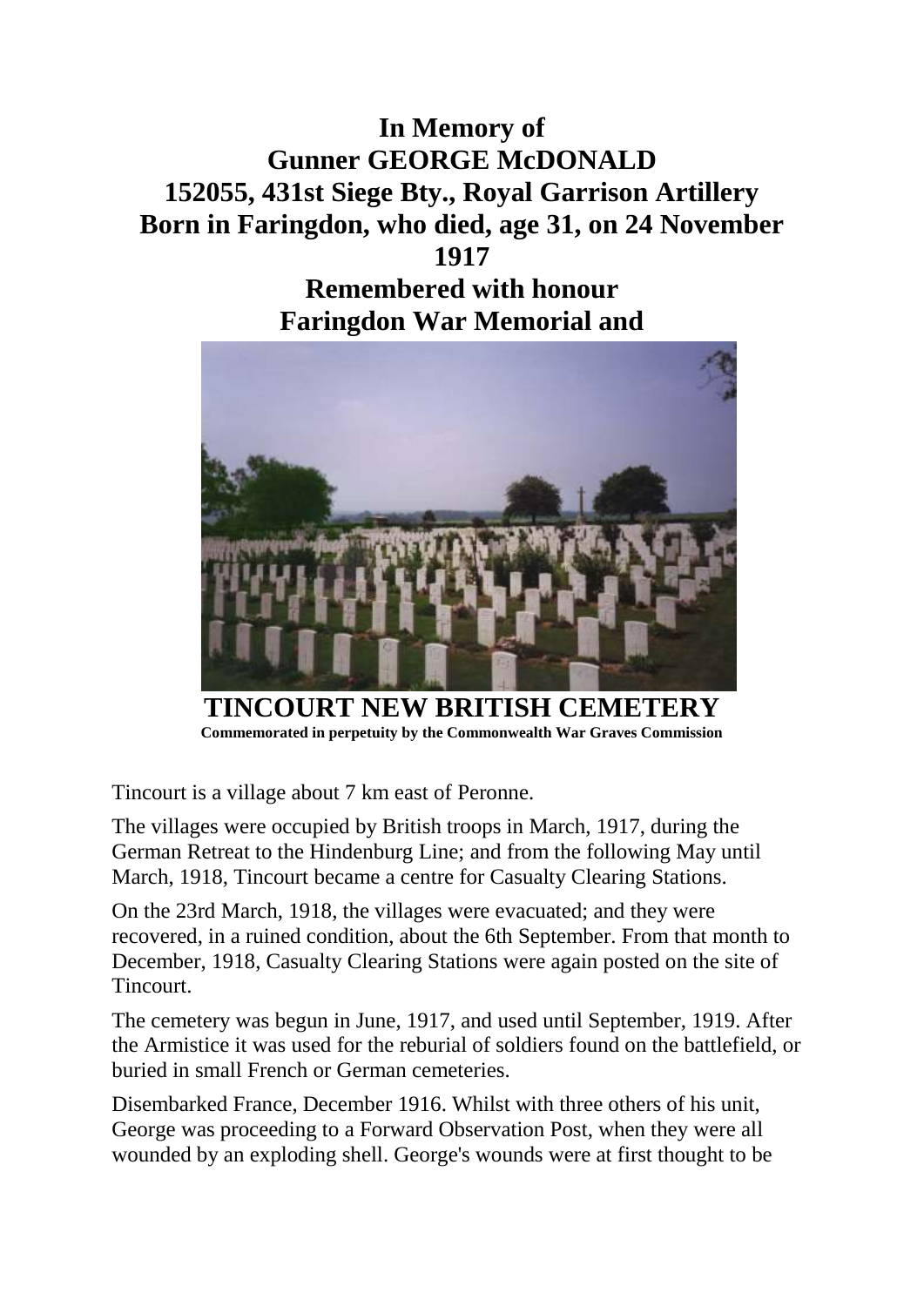# In Memory of
# Gunner GEORGE McDONALD
# 152055, 431st Siege Bty., Royal Garrison Artillery
# Born in Faringdon, who died, age 31, on 24 November 1917
# Remembered with honour
# Faringdon War Memorial and

## TINCOURT NEW BRITISH CEMETERY

**Commemorated in perpetuity by the Commonwealth War Graves Commission**

Tincourt is a village about 7 km east of Peronne.

The villages were occupied by British troops in March, 1917, during the German Retreat to the Hindenburg Line; and from the following May until March, 1918, Tincourt became a centre for Casualty Clearing Stations.

On the 23rd March, 1918, the villages were evacuated; and they were recovered, in a ruined condition, about the 6th September. From that month to December, 1918, Casualty Clearing Stations were again posted on the site of Tincourt.

The cemetery was begun in June, 1917, and used until September, 1919. After the Armistice it was used for the reburial of soldiers found on the battlefield, or buried in small French or German cemeteries.

Disembarked France, December 1916. Whilst with three others of his unit, George was proceeding to a Forward Observation Post, when they were all wounded by an exploding shell. George's wounds were at first thought to be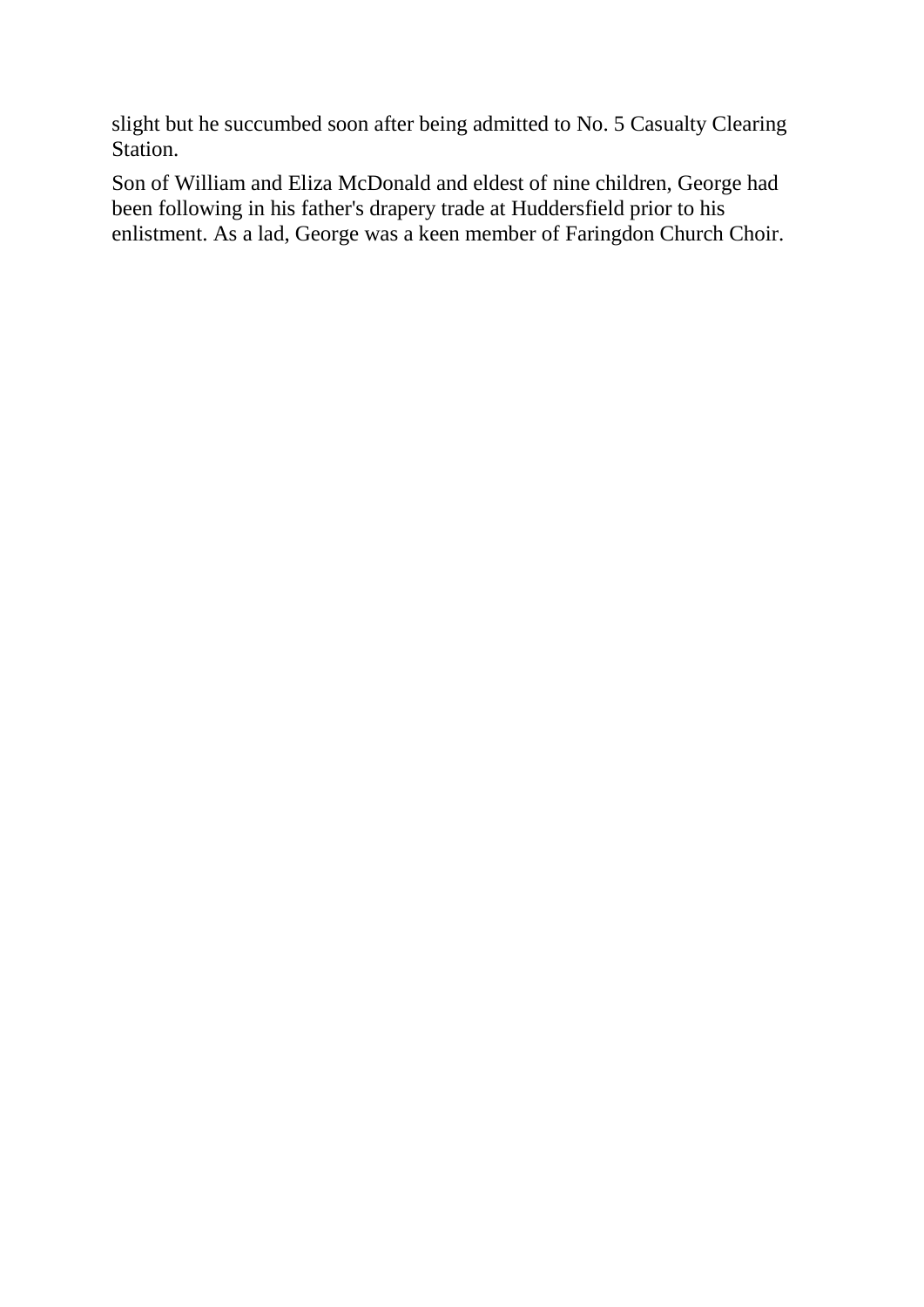slight but he succumbed soon after being admitted to No. 5 Casualty Clearing Station.

Son of William and Eliza McDonald and eldest of nine children, George had been following in his father's drapery trade at Huddersfield prior to his enlistment. As a lad, George was a keen member of Faringdon Church Choir.